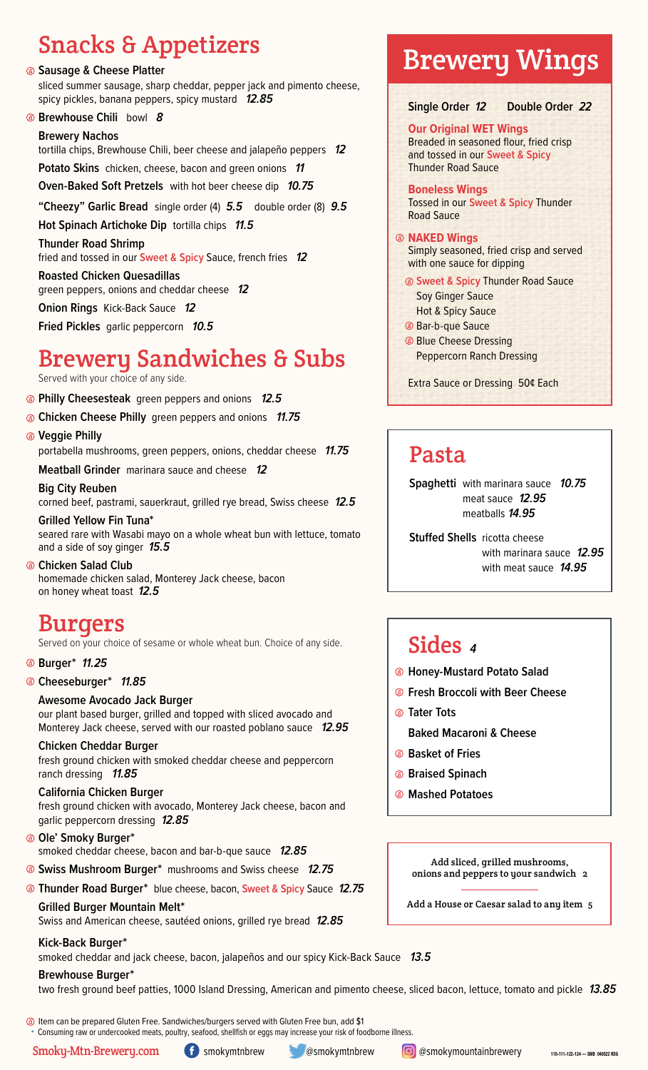# Snacks & Appetizers

- ⓖ **Sausage & Cheese Platter**
  sliced summer sausage, sharp cheddar, pepper jack and pimento cheese, spicy pickles, banana peppers, spicy mustard ***12.85***
- ⓖ **Brewhouse Chili** bowl ***8***
- **Brewery Nachos**
  tortilla chips, Brewhouse Chili, beer cheese and jalapeño peppers ***12***
- **Potato Skins** chicken, cheese, bacon and green onions ***11***
- **Oven-Baked Soft Pretzels** with hot beer cheese dip ***10.75***
- **"Cheezy" Garlic Bread** single order (4) ***5.5*** double order (8) ***9.5***
- **Hot Spinach Artichoke Dip** tortilla chips ***11.5***
- **Thunder Road Shrimp**
  fried and tossed in our Sweet & Spicy Sauce, french fries ***12***
- **Roasted Chicken Quesadillas**
  green peppers, onions and cheddar cheese ***12***
- **Onion Rings** Kick-Back Sauce ***12***
- **Fried Pickles** garlic peppercorn ***10.5***

# Brewery Sandwiches & Subs

Served with your choice of any side.

- ⓖ **Philly Cheesesteak** green peppers and onions ***12.5***
- ⓖ **Chicken Cheese Philly** green peppers and onions ***11.75***
- ⓖ **Veggie Philly**
  portabella mushrooms, green peppers, onions, cheddar cheese ***11.75***
- **Meatball Grinder** marinara sauce and cheese ***12***
- **Big City Reuben**
  corned beef, pastrami, sauerkraut, grilled rye bread, Swiss cheese ***12.5***
- **Grilled Yellow Fin Tuna***
  seared rare with Wasabi mayo on a whole wheat bun with lettuce, tomato and a side of soy ginger ***15.5***
- ⓖ **Chicken Salad Club**
  homemade chicken salad, Monterey Jack cheese, bacon on honey wheat toast ***12.5***

# Burgers

Served on your choice of sesame or whole wheat bun. Choice of any side.

- ⓖ **Burger*** ***11.25***
- ⓖ **Cheeseburger*** ***11.85***
- **Awesome Avocado Jack Burger**
  our plant based burger, grilled and topped with sliced avocado and Monterey Jack cheese, served with our roasted poblano sauce ***12.95***
- **Chicken Cheddar Burger**
  fresh ground chicken with smoked cheddar cheese and peppercorn ranch dressing ***11.85***
- **California Chicken Burger**
  fresh ground chicken with avocado, Monterey Jack cheese, bacon and garlic peppercorn dressing ***12.85***
- ⓖ **Ole' Smoky Burger***
  smoked cheddar cheese, bacon and bar-b-que sauce ***12.85***
- ⓖ **Swiss Mushroom Burger*** mushrooms and Swiss cheese ***12.75***
- ⓖ **Thunder Road Burger*** blue cheese, bacon, Sweet & Spicy Sauce ***12.75***
- **Grilled Burger Mountain Melt***
  Swiss and American cheese, sautéed onions, grilled rye bread ***12.85***
- **Kick-Back Burger***
  smoked cheddar and jack cheese, bacon, jalapeños and our spicy Kick-Back Sauce ***13.5***
- **Brewhouse Burger***
  two fresh ground beef patties, 1000 Island Dressing, American and pimento cheese, sliced bacon, lettuce, tomato and pickle ***13.85***

# Brewery Wings

**Single Order *12*** **Double Order *22***

**Our Original WET Wings**
Breaded in seasoned flour, fried crisp and tossed in our Sweet & Spicy Thunder Road Sauce

**Boneless Wings**
Tossed in our Sweet & Spicy Thunder Road Sauce

ⓖ **NAKED Wings**
Simply seasoned, fried crisp and served with one sauce for dipping

- ⓖ Sweet & Spicy Thunder Road Sauce
- Soy Ginger Sauce
- Hot & Spicy Sauce
- ⓖ Bar-b-que Sauce
- ⓖ Blue Cheese Dressing
- Peppercorn Ranch Dressing

Extra Sauce or Dressing 50¢ Each

# Pasta

**Spaghetti** with marinara sauce ***10.75***
meat sauce ***12.95***
meatballs ***14.95***

**Stuffed Shells** ricotta cheese
with marinara sauce ***12.95***
with meat sauce ***14.95***

# Sides *4*

- ⓖ **Honey-Mustard Potato Salad**
- ⓖ **Fresh Broccoli with Beer Cheese**
- ⓖ **Tater Tots**
- **Baked Macaroni & Cheese**
- ⓖ **Basket of Fries**
- ⓖ **Braised Spinach**
- ⓖ **Mashed Potatoes**

Add sliced, grilled mushrooms, onions and peppers to your sandwich 2

Add a House or Caesar salad to any item 5

ⓖ Item can be prepared Gluten Free. Sandwiches/burgers served with Gluten Free bun, add $1
* Consuming raw or undercooked meats, poultry, seafood, shellfish or eggs may increase your risk of foodborne illness.

Smoky-Mtn-Brewery.com smokymtnbrew @smokymtnbrew @smokymountainbrewery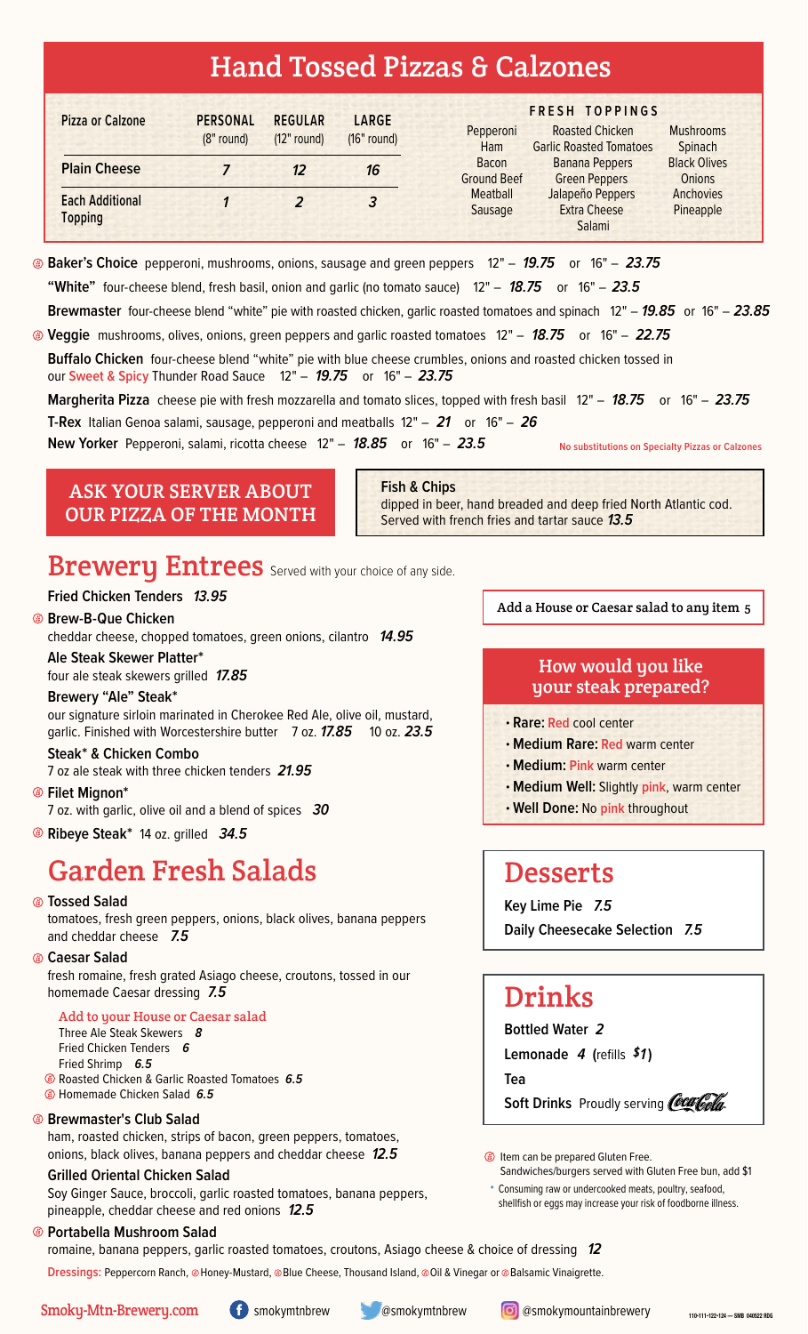# Hand Tossed Pizzas & Calzones

| Pizza or Calzone | PERSONAL (8" round) | REGULAR (12" round) | LARGE (16" round) |
|---|---|---|---|
| Plain Cheese | 7 | 12 | 16 |
| Each Additional Topping | 1 | 2 | 3 |

**FRESH TOPPINGS**

Pepperoni, Ham, Bacon, Ground Beef, Meatball, Sausage, Roasted Chicken, Garlic Roasted Tomatoes, Banana Peppers, Green Peppers, Jalapeño Peppers, Extra Cheese, Salami, Mushrooms, Spinach, Black Olives, Onions, Anchovies, Pineapple

**Baker's Choice** pepperoni, mushrooms, onions, sausage and green peppers 12" – ***19.75*** or 16" – ***23.75***

**"White"** four-cheese blend, fresh basil, onion and garlic (no tomato sauce) 12" – ***18.75*** or 16" – ***23.5***

**Brewmaster** four-cheese blend "white" pie with roasted chicken, garlic roasted tomatoes and spinach 12" – ***19.85*** or 16" – ***23.85***

**Veggie** mushrooms, olives, onions, green peppers and garlic roasted tomatoes 12" – ***18.75*** or 16" – ***22.75***

**Buffalo Chicken** four-cheese blend "white" pie with blue cheese crumbles, chicken, onions and roasted chicken tossed in our Sweet & Spicy Thunder Road Sauce 12" – ***19.75*** or 16" – ***23.75***

**Margherita Pizza** cheese pie with fresh mozzarella and tomato slices, topped with fresh basil 12" – ***18.75*** or 16" – ***23.75***

**T-Rex** Italian Genoa salami, sausage, pepperoni and meatballs 12" – ***21*** or 16" – ***26***

**New Yorker** Pepperoni, salami, ricotta cheese 12" – ***18.85*** or 16" – ***23.5***

No substitutions on Specialty Pizzas or Calzones

**ASK YOUR SERVER ABOUT OUR PIZZA OF THE MONTH**

**Fish & Chips**
dipped in beer, hand breaded and deep fried North Atlantic cod. Served with french fries and tartar sauce ***13.5***

# Brewery Entrees

Served with your choice of any side.

**Fried Chicken Tenders** ***13.95***

**Brew-B-Que Chicken**
cheddar cheese, chopped tomatoes, green onions, cilantro ***14.95***

**Ale Steak Skewer Platter***
four ale steak skewers grilled ***17.85***

**Brewery "Ale" Steak***
our signature sirloin marinated in Cherokee Red Ale, olive oil, mustard, garlic. Finished with Worcestershire butter 7 oz. ***17.85*** 10 oz. ***23.5***

**Steak* & Chicken Combo**
7 oz ale steak with three chicken tenders ***21.95***

**Filet Mignon***
7 oz. with garlic, olive oil and a blend of spices ***30***

**Ribeye Steak*** 14 oz. grilled ***34.5***

**Add a House or Caesar salad to any item 5**

## How would you like your steak prepared?

- **Rare:** Red cool center
- **Medium Rare:** Red warm center
- **Medium:** Pink warm center
- **Medium Well:** Slightly pink, warm center
- **Well Done:** No pink throughout

# Garden Fresh Salads

**Tossed Salad**
tomatoes, fresh green peppers, onions, black olives, banana peppers and cheddar cheese ***7.5***

**Caesar Salad**
fresh romaine, fresh grated Asiago cheese, croutons, tossed in our homemade Caesar dressing ***7.5***

### Add to your House or Caesar salad

- Three Ale Steak Skewers ***8***
- Fried Chicken Tenders ***6***
- Fried Shrimp ***6.5***
- Roasted Chicken & Garlic Roasted Tomatoes ***6.5***
- Homemade Chicken Salad ***6.5***

**Brewmaster's Club Salad**
ham, roasted chicken, strips of bacon, green peppers, tomatoes, onions, black olives, banana peppers and cheddar cheese ***12.5***

**Grilled Oriental Chicken Salad**
Soy Ginger Sauce, broccoli, garlic roasted tomatoes, banana peppers, pineapple, cheddar cheese and red onions ***12.5***

**Portabella Mushroom Salad**
romaine, banana peppers, garlic roasted tomatoes, croutons, Asiago cheese & choice of dressing ***12***

Dressings: Peppercorn Ranch, Honey-Mustard, Blue Cheese, Thousand Island, Oil & Vinegar or Balsamic Vinaigrette.

# Desserts

**Key Lime Pie** ***7.5***

**Daily Cheesecake Selection** ***7.5***

# Drinks

**Bottled Water** ***2***

**Lemonade** ***4*** (refills ***$1***)

**Tea**

**Soft Drinks** Proudly serving Coca-Cola

Item can be prepared Gluten Free. Sandwiches/burgers served with Gluten Free bun, add $1

* Consuming raw or undercooked meats, poultry, seafood, shellfish or eggs may increase your risk of foodborne illness.

Smoky-Mtn-Brewery.com smokymtnbrew @smokymtnbrew @smokymountainbrewery

110-111-122-124 — SMB 040522 RDG